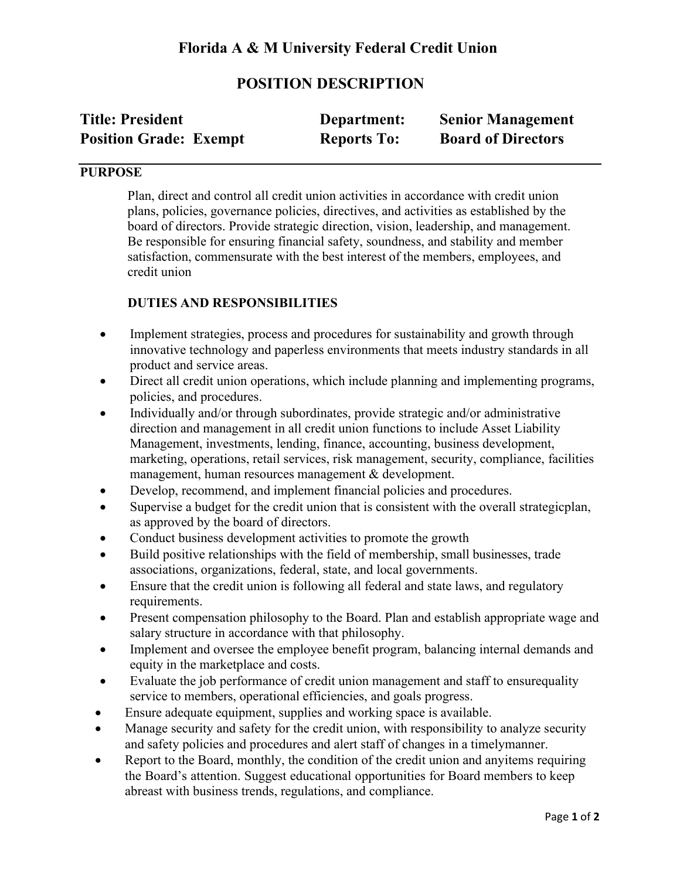# Florida A & M University Federal Credit Union

## POSITION DESCRIPTION

**Title: President** | **Department: Senior Management**
**Position Grade: Exempt** | **Reports To: Board of Directors**

---

### PURPOSE

Plan, direct and control all credit union activities in accordance with credit union plans, policies, governance policies, directives, and activities as established by the board of directors. Provide strategic direction, vision, leadership, and management. Be responsible for ensuring financial safety, soundness, and stability and member satisfaction, commensurate with the best interest of the members, employees, and credit union

### DUTIES AND RESPONSIBILITIES

- Implement strategies, process and procedures for sustainability and growth through innovative technology and paperless environments that meets industry standards in all product and service areas.
- Direct all credit union operations, which include planning and implementing programs, policies, and procedures.
- Individually and/or through subordinates, provide strategic and/or administrative direction and management in all credit union functions to include Asset Liability Management, investments, lending, finance, accounting, business development, marketing, operations, retail services, risk management, security, compliance, facilities management, human resources management & development.
- Develop, recommend, and implement financial policies and procedures.
- Supervise a budget for the credit union that is consistent with the overall strategicplan, as approved by the board of directors.
- Conduct business development activities to promote the growth
- Build positive relationships with the field of membership, small businesses, trade associations, organizations, federal, state, and local governments.
- Ensure that the credit union is following all federal and state laws, and regulatory requirements.
- Present compensation philosophy to the Board. Plan and establish appropriate wage and salary structure in accordance with that philosophy.
- Implement and oversee the employee benefit program, balancing internal demands and equity in the marketplace and costs.
- Evaluate the job performance of credit union management and staff to ensurequality service to members, operational efficiencies, and goals progress.
- Ensure adequate equipment, supplies and working space is available.
- Manage security and safety for the credit union, with responsibility to analyze security and safety policies and procedures and alert staff of changes in a timelymanner.
- Report to the Board, monthly, the condition of the credit union and anyitems requiring the Board's attention. Suggest educational opportunities for Board members to keep abreast with business trends, regulations, and compliance.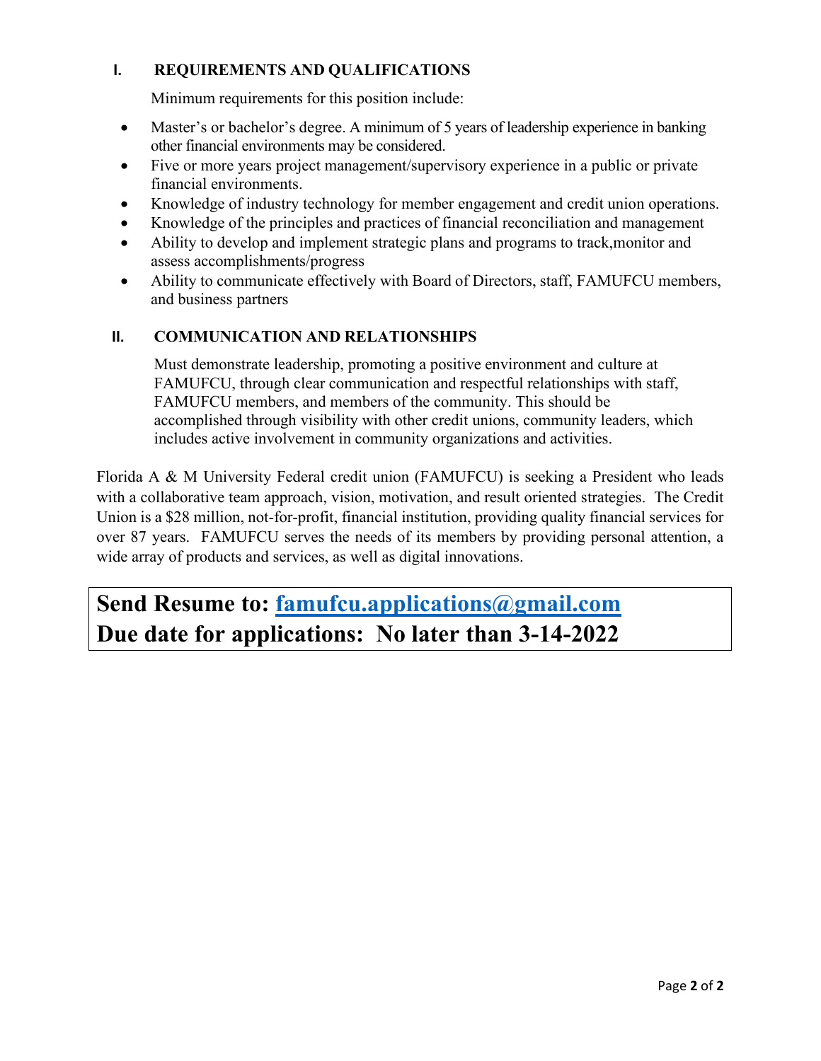## I. REQUIREMENTS AND QUALIFICATIONS

Minimum requirements for this position include:

- Master's or bachelor's degree. A minimum of 5 years of leadership experience in banking other financial environments may be considered.
- Five or more years project management/supervisory experience in a public or private financial environments.
- Knowledge of industry technology for member engagement and credit union operations.
- Knowledge of the principles and practices of financial reconciliation and management
- Ability to develop and implement strategic plans and programs to track,monitor and assess accomplishments/progress
- Ability to communicate effectively with Board of Directors, staff, FAMUFCU members, and business partners

## II. COMMUNICATION AND RELATIONSHIPS

Must demonstrate leadership, promoting a positive environment and culture at FAMUFCU, through clear communication and respectful relationships with staff, FAMUFCU members, and members of the community. This should be accomplished through visibility with other credit unions, community leaders, which includes active involvement in community organizations and activities.

Florida A & M University Federal credit union (FAMUFCU) is seeking a President who leads with a collaborative team approach, vision, motivation, and result oriented strategies. The Credit Union is a $28 million, not-for-profit, financial institution, providing quality financial services for over 87 years. FAMUFCU serves the needs of its members by providing personal attention, a wide array of products and services, as well as digital innovations.

**Send Resume to: famufcu.applications@gmail.com**
**Due date for applications: No later than 3-14-2022**